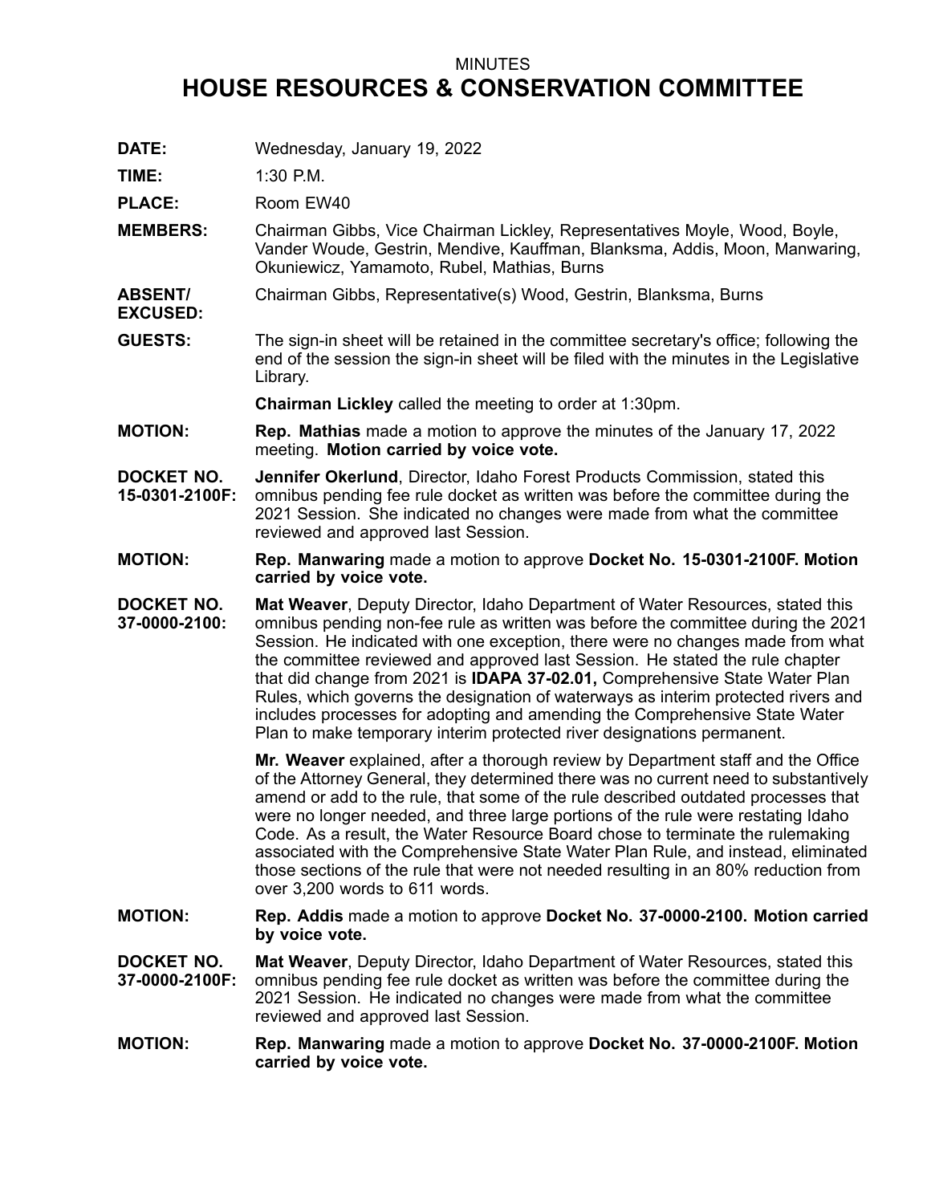MINUTES

# HOUSE RESOURCES & CONSERVATION COMMITTEE

**DATE:** Wednesday, January 19, 2022

**TIME:** 1:30 P.M.

**PLACE:** Room EW40

**MEMBERS:** Chairman Gibbs, Vice Chairman Lickley, Representatives Moyle, Wood, Boyle, Vander Woude, Gestrin, Mendive, Kauffman, Blanksma, Addis, Moon, Manwaring, Okuniewicz, Yamamoto, Rubel, Mathias, Burns

**ABSENT/ EXCUSED:** Chairman Gibbs, Representative(s) Wood, Gestrin, Blanksma, Burns

**GUESTS:** The sign-in sheet will be retained in the committee secretary's office; following the end of the session the sign-in sheet will be filed with the minutes in the Legislative Library.

**Chairman Lickley** called the meeting to order at 1:30pm.

**MOTION:** **Rep. Mathias** made a motion to approve the minutes of the January 17, 2022 meeting. **Motion carried by voice vote.**

**DOCKET NO. 15-0301-2100F:** **Jennifer Okerlund**, Director, Idaho Forest Products Commission, stated this omnibus pending fee rule docket as written was before the committee during the 2021 Session. She indicated no changes were made from what the committee reviewed and approved last Session.

**MOTION:** **Rep. Manwaring** made a motion to approve **Docket No. 15-0301-2100F. Motion carried by voice vote.**

**DOCKET NO. 37-0000-2100:** **Mat Weaver**, Deputy Director, Idaho Department of Water Resources, stated this omnibus pending non-fee rule as written was before the committee during the 2021 Session. He indicated with one exception, there were no changes made from what the committee reviewed and approved last Session. He stated the rule chapter that did change from 2021 is **IDAPA 37-02.01,** Comprehensive State Water Plan Rules, which governs the designation of waterways as interim protected rivers and includes processes for adopting and amending the Comprehensive State Water Plan to make temporary interim protected river designations permanent.

**Mr. Weaver** explained, after a thorough review by Department staff and the Office of the Attorney General, they determined there was no current need to substantively amend or add to the rule, that some of the rule described outdated processes that were no longer needed, and three large portions of the rule were restating Idaho Code. As a result, the Water Resource Board chose to terminate the rulemaking associated with the Comprehensive State Water Plan Rule, and instead, eliminated those sections of the rule that were not needed resulting in an 80% reduction from over 3,200 words to 611 words.

**MOTION:** **Rep. Addis** made a motion to approve **Docket No. 37-0000-2100. Motion carried by voice vote.**

**DOCKET NO. 37-0000-2100F:** **Mat Weaver**, Deputy Director, Idaho Department of Water Resources, stated this omnibus pending fee rule docket as written was before the committee during the 2021 Session. He indicated no changes were made from what the committee reviewed and approved last Session.

**MOTION:** **Rep. Manwaring** made a motion to approve **Docket No. 37-0000-2100F. Motion carried by voice vote.**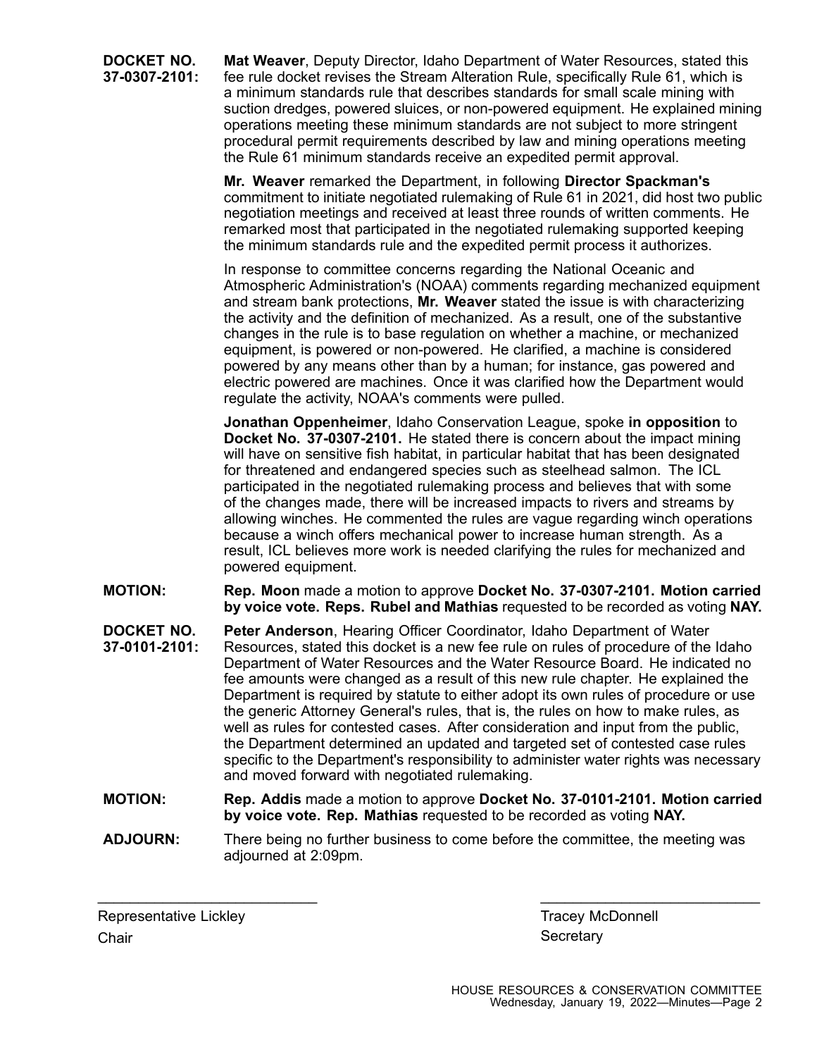**DOCKET NO. 37-0307-2101:** **Mat Weaver**, Deputy Director, Idaho Department of Water Resources, stated this fee rule docket revises the Stream Alteration Rule, specifically Rule 61, which is a minimum standards rule that describes standards for small scale mining with suction dredges, powered sluices, or non-powered equipment. He explained mining operations meeting these minimum standards are not subject to more stringent procedural permit requirements described by law and mining operations meeting the Rule 61 minimum standards receive an expedited permit approval.

**Mr. Weaver** remarked the Department, in following **Director Spackman's** commitment to initiate negotiated rulemaking of Rule 61 in 2021, did host two public negotiation meetings and received at least three rounds of written comments. He remarked most that participated in the negotiated rulemaking supported keeping the minimum standards rule and the expedited permit process it authorizes.

In response to committee concerns regarding the National Oceanic and Atmospheric Administration's (NOAA) comments regarding mechanized equipment and stream bank protections, **Mr. Weaver** stated the issue is with characterizing the activity and the definition of mechanized. As a result, one of the substantive changes in the rule is to base regulation on whether a machine, or mechanized equipment, is powered or non-powered. He clarified, a machine is considered powered by any means other than by a human; for instance, gas powered and electric powered are machines. Once it was clarified how the Department would regulate the activity, NOAA's comments were pulled.

**Jonathan Oppenheimer**, Idaho Conservation League, spoke **in opposition** to **Docket No. 37-0307-2101.** He stated there is concern about the impact mining will have on sensitive fish habitat, in particular habitat that has been designated for threatened and endangered species such as steelhead salmon. The ICL participated in the negotiated rulemaking process and believes that with some of the changes made, there will be increased impacts to rivers and streams by allowing winches. He commented the rules are vague regarding winch operations because a winch offers mechanical power to increase human strength. As a result, ICL believes more work is needed clarifying the rules for mechanized and powered equipment.

**MOTION:** **Rep. Moon** made a motion to approve **Docket No. 37-0307-2101. Motion carried by voice vote. Reps. Rubel and Mathias** requested to be recorded as voting **NAY.**

**DOCKET NO. 37-0101-2101:** **Peter Anderson**, Hearing Officer Coordinator, Idaho Department of Water Resources, stated this docket is a new fee rule on rules of procedure of the Idaho Department of Water Resources and the Water Resource Board. He indicated no fee amounts were changed as a result of this new rule chapter. He explained the Department is required by statute to either adopt its own rules of procedure or use the generic Attorney General's rules, that is, the rules on how to make rules, as well as rules for contested cases. After consideration and input from the public, the Department determined an updated and targeted set of contested case rules specific to the Department's responsibility to administer water rights was necessary and moved forward with negotiated rulemaking.

**MOTION:** **Rep. Addis** made a motion to approve **Docket No. 37-0101-2101. Motion carried by voice vote. Rep. Mathias** requested to be recorded as voting **NAY.**

**ADJOURN:** There being no further business to come before the committee, the meeting was adjourned at 2:09pm.

___________________________
Representative Lickley
Chair

___________________________
Tracey McDonnell
Secretary